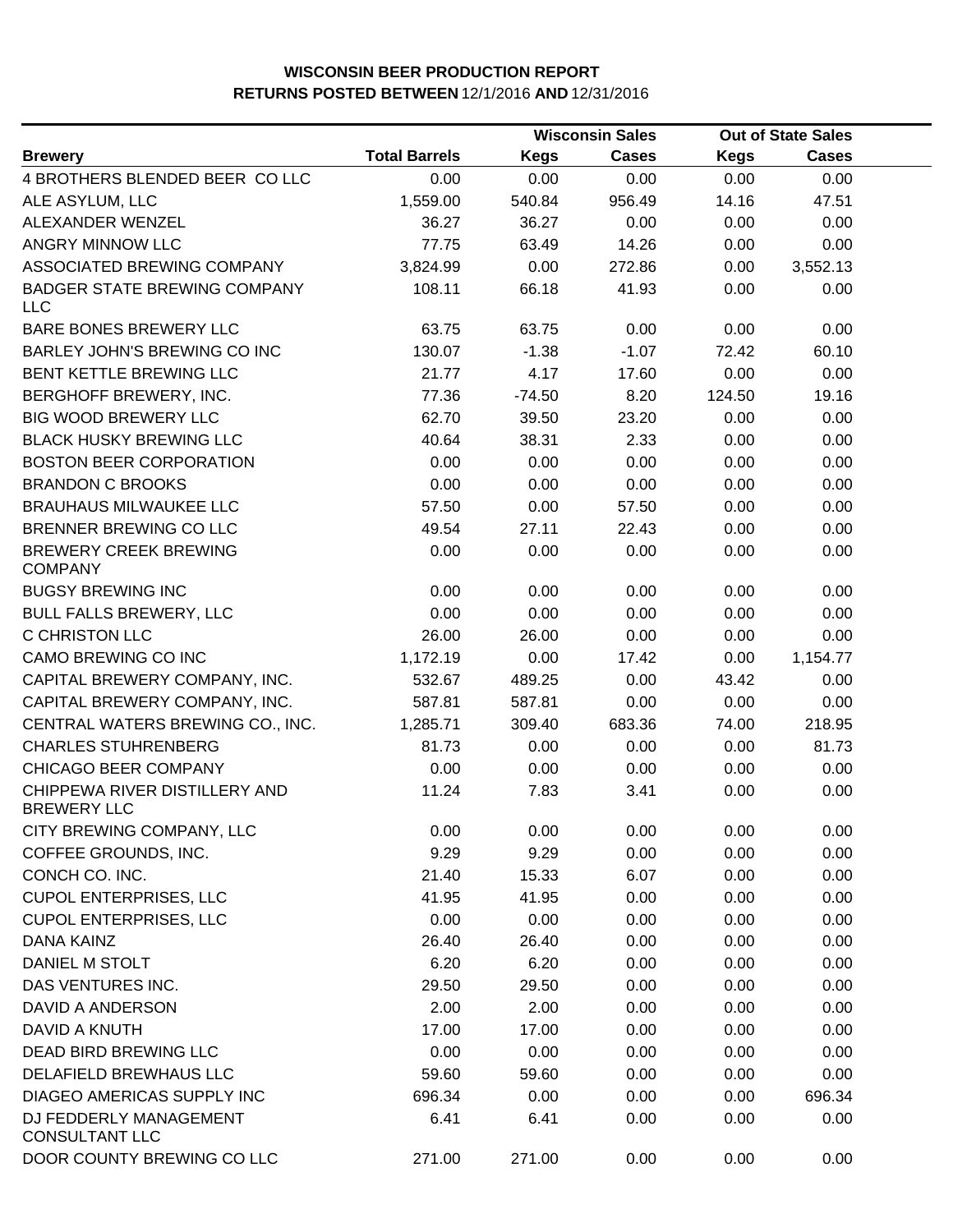# WISCONSIN BEER PRODUCTION REPORT

## RETURNS POSTED BETWEEN 12/1/2016 AND 12/31/2016

| | | Wisconsin Sales | | Out of State Sales | |
|---|---|---|---|---|---|
| **Brewery** | **Total Barrels** | **Kegs** | **Cases** | **Kegs** | **Cases** |
| 4 BROTHERS BLENDED BEER CO LLC | 0.00 | 0.00 | 0.00 | 0.00 | 0.00 |
| ALE ASYLUM, LLC | 1,559.00 | 540.84 | 956.49 | 14.16 | 47.51 |
| ALEXANDER WENZEL | 36.27 | 36.27 | 0.00 | 0.00 | 0.00 |
| ANGRY MINNOW LLC | 77.75 | 63.49 | 14.26 | 0.00 | 0.00 |
| ASSOCIATED BREWING COMPANY | 3,824.99 | 0.00 | 272.86 | 0.00 | 3,552.13 |
| BADGER STATE BREWING COMPANY LLC | 108.11 | 66.18 | 41.93 | 0.00 | 0.00 |
| BARE BONES BREWERY LLC | 63.75 | 63.75 | 0.00 | 0.00 | 0.00 |
| BARLEY JOHN'S BREWING CO INC | 130.07 | -1.38 | -1.07 | 72.42 | 60.10 |
| BENT KETTLE BREWING LLC | 21.77 | 4.17 | 17.60 | 0.00 | 0.00 |
| BERGHOFF BREWERY, INC. | 77.36 | -74.50 | 8.20 | 124.50 | 19.16 |
| BIG WOOD BREWERY LLC | 62.70 | 39.50 | 23.20 | 0.00 | 0.00 |
| BLACK HUSKY BREWING LLC | 40.64 | 38.31 | 2.33 | 0.00 | 0.00 |
| BOSTON BEER CORPORATION | 0.00 | 0.00 | 0.00 | 0.00 | 0.00 |
| BRANDON C BROOKS | 0.00 | 0.00 | 0.00 | 0.00 | 0.00 |
| BRAUHAUS MILWAUKEE LLC | 57.50 | 0.00 | 57.50 | 0.00 | 0.00 |
| BRENNER BREWING CO LLC | 49.54 | 27.11 | 22.43 | 0.00 | 0.00 |
| BREWERY CREEK BREWING COMPANY | 0.00 | 0.00 | 0.00 | 0.00 | 0.00 |
| BUGSY BREWING INC | 0.00 | 0.00 | 0.00 | 0.00 | 0.00 |
| BULL FALLS BREWERY, LLC | 0.00 | 0.00 | 0.00 | 0.00 | 0.00 |
| C CHRISTON LLC | 26.00 | 26.00 | 0.00 | 0.00 | 0.00 |
| CAMO BREWING CO INC | 1,172.19 | 0.00 | 17.42 | 0.00 | 1,154.77 |
| CAPITAL BREWERY COMPANY, INC. | 532.67 | 489.25 | 0.00 | 43.42 | 0.00 |
| CAPITAL BREWERY COMPANY, INC. | 587.81 | 587.81 | 0.00 | 0.00 | 0.00 |
| CENTRAL WATERS BREWING CO., INC. | 1,285.71 | 309.40 | 683.36 | 74.00 | 218.95 |
| CHARLES STUHRENBERG | 81.73 | 0.00 | 0.00 | 0.00 | 81.73 |
| CHICAGO BEER COMPANY | 0.00 | 0.00 | 0.00 | 0.00 | 0.00 |
| CHIPPEWA RIVER DISTILLERY AND BREWERY LLC | 11.24 | 7.83 | 3.41 | 0.00 | 0.00 |
| CITY BREWING COMPANY, LLC | 0.00 | 0.00 | 0.00 | 0.00 | 0.00 |
| COFFEE GROUNDS, INC. | 9.29 | 9.29 | 0.00 | 0.00 | 0.00 |
| CONCH CO. INC. | 21.40 | 15.33 | 6.07 | 0.00 | 0.00 |
| CUPOL ENTERPRISES, LLC | 41.95 | 41.95 | 0.00 | 0.00 | 0.00 |
| CUPOL ENTERPRISES, LLC | 0.00 | 0.00 | 0.00 | 0.00 | 0.00 |
| DANA KAINZ | 26.40 | 26.40 | 0.00 | 0.00 | 0.00 |
| DANIEL M STOLT | 6.20 | 6.20 | 0.00 | 0.00 | 0.00 |
| DAS VENTURES INC. | 29.50 | 29.50 | 0.00 | 0.00 | 0.00 |
| DAVID A ANDERSON | 2.00 | 2.00 | 0.00 | 0.00 | 0.00 |
| DAVID A KNUTH | 17.00 | 17.00 | 0.00 | 0.00 | 0.00 |
| DEAD BIRD BREWING LLC | 0.00 | 0.00 | 0.00 | 0.00 | 0.00 |
| DELAFIELD BREWHAUS LLC | 59.60 | 59.60 | 0.00 | 0.00 | 0.00 |
| DIAGEO AMERICAS SUPPLY INC | 696.34 | 0.00 | 0.00 | 0.00 | 696.34 |
| DJ FEDDERLY MANAGEMENT CONSULTANT LLC | 6.41 | 6.41 | 0.00 | 0.00 | 0.00 |
| DOOR COUNTY BREWING CO LLC | 271.00 | 271.00 | 0.00 | 0.00 | 0.00 |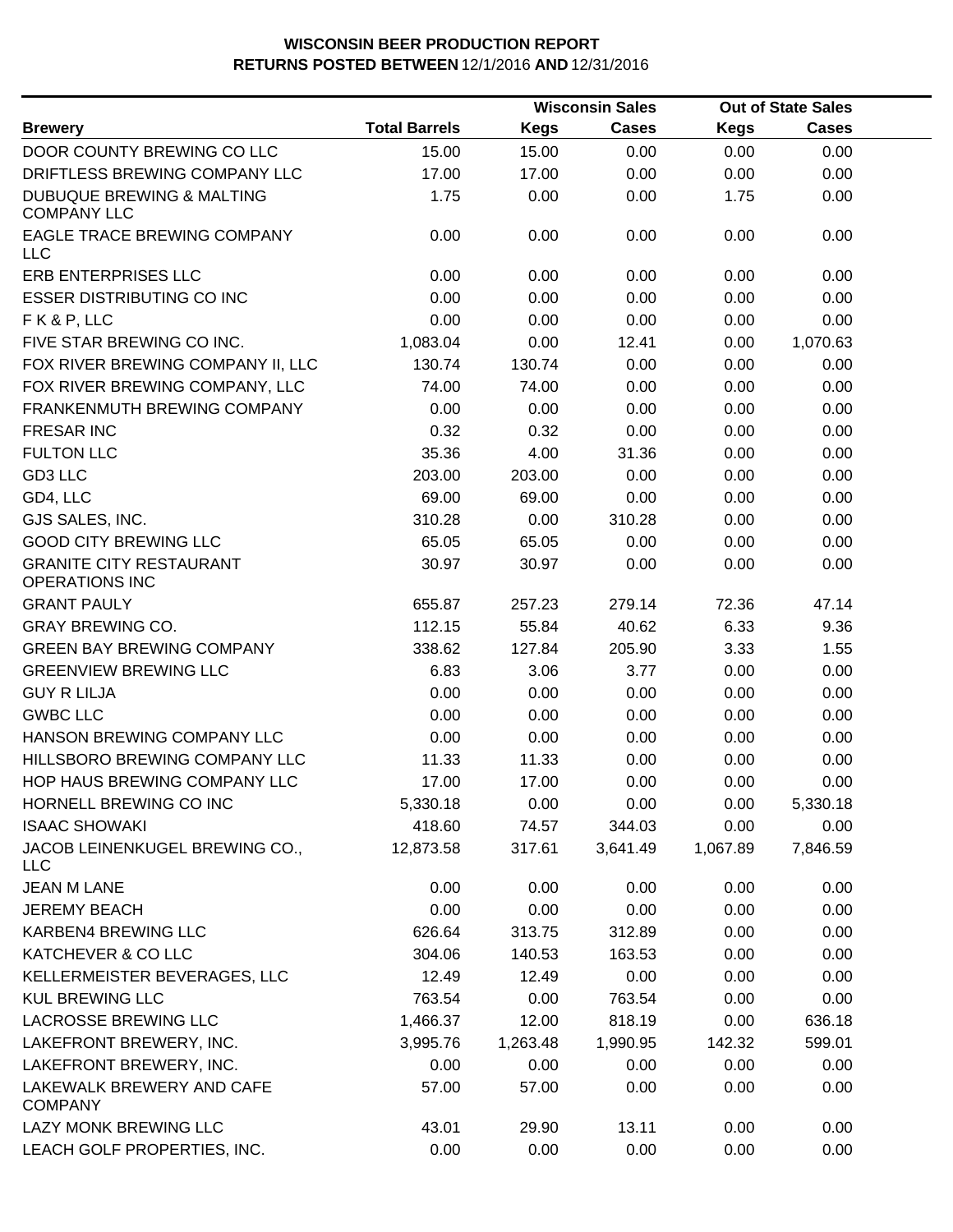# WISCONSIN BEER PRODUCTION REPORT
## RETURNS POSTED BETWEEN 12/1/2016 AND 12/31/2016

| Brewery | Total Barrels | Wisconsin Sales Kegs | Wisconsin Sales Cases | Out of State Sales Kegs | Out of State Sales Cases |
|---|---|---|---|---|---|
| DOOR COUNTY BREWING CO LLC | 15.00 | 15.00 | 0.00 | 0.00 | 0.00 |
| DRIFTLESS BREWING COMPANY LLC | 17.00 | 17.00 | 0.00 | 0.00 | 0.00 |
| DUBUQUE BREWING & MALTING COMPANY LLC | 1.75 | 0.00 | 0.00 | 1.75 | 0.00 |
| EAGLE TRACE BREWING COMPANY LLC | 0.00 | 0.00 | 0.00 | 0.00 | 0.00 |
| ERB ENTERPRISES LLC | 0.00 | 0.00 | 0.00 | 0.00 | 0.00 |
| ESSER DISTRIBUTING CO INC | 0.00 | 0.00 | 0.00 | 0.00 | 0.00 |
| F K & P, LLC | 0.00 | 0.00 | 0.00 | 0.00 | 0.00 |
| FIVE STAR BREWING CO INC. | 1,083.04 | 0.00 | 12.41 | 0.00 | 1,070.63 |
| FOX RIVER BREWING COMPANY II, LLC | 130.74 | 130.74 | 0.00 | 0.00 | 0.00 |
| FOX RIVER BREWING COMPANY, LLC | 74.00 | 74.00 | 0.00 | 0.00 | 0.00 |
| FRANKENMUTH BREWING COMPANY | 0.00 | 0.00 | 0.00 | 0.00 | 0.00 |
| FRESAR INC | 0.32 | 0.32 | 0.00 | 0.00 | 0.00 |
| FULTON LLC | 35.36 | 4.00 | 31.36 | 0.00 | 0.00 |
| GD3 LLC | 203.00 | 203.00 | 0.00 | 0.00 | 0.00 |
| GD4, LLC | 69.00 | 69.00 | 0.00 | 0.00 | 0.00 |
| GJS SALES, INC. | 310.28 | 0.00 | 310.28 | 0.00 | 0.00 |
| GOOD CITY BREWING LLC | 65.05 | 65.05 | 0.00 | 0.00 | 0.00 |
| GRANITE CITY RESTAURANT OPERATIONS INC | 30.97 | 30.97 | 0.00 | 0.00 | 0.00 |
| GRANT PAULY | 655.87 | 257.23 | 279.14 | 72.36 | 47.14 |
| GRAY BREWING CO. | 112.15 | 55.84 | 40.62 | 6.33 | 9.36 |
| GREEN BAY BREWING COMPANY | 338.62 | 127.84 | 205.90 | 3.33 | 1.55 |
| GREENVIEW BREWING LLC | 6.83 | 3.06 | 3.77 | 0.00 | 0.00 |
| GUY R LILJA | 0.00 | 0.00 | 0.00 | 0.00 | 0.00 |
| GWBC LLC | 0.00 | 0.00 | 0.00 | 0.00 | 0.00 |
| HANSON BREWING COMPANY LLC | 0.00 | 0.00 | 0.00 | 0.00 | 0.00 |
| HILLSBORO BREWING COMPANY LLC | 11.33 | 11.33 | 0.00 | 0.00 | 0.00 |
| HOP HAUS BREWING COMPANY LLC | 17.00 | 17.00 | 0.00 | 0.00 | 0.00 |
| HORNELL BREWING CO INC | 5,330.18 | 0.00 | 0.00 | 0.00 | 5,330.18 |
| ISAAC SHOWAKI | 418.60 | 74.57 | 344.03 | 0.00 | 0.00 |
| JACOB LEINENKUGEL BREWING CO., LLC | 12,873.58 | 317.61 | 3,641.49 | 1,067.89 | 7,846.59 |
| JEAN M LANE | 0.00 | 0.00 | 0.00 | 0.00 | 0.00 |
| JEREMY BEACH | 0.00 | 0.00 | 0.00 | 0.00 | 0.00 |
| KARBEN4 BREWING LLC | 626.64 | 313.75 | 312.89 | 0.00 | 0.00 |
| KATCHEVER & CO LLC | 304.06 | 140.53 | 163.53 | 0.00 | 0.00 |
| KELLERMEISTER BEVERAGES, LLC | 12.49 | 12.49 | 0.00 | 0.00 | 0.00 |
| KUL BREWING LLC | 763.54 | 0.00 | 763.54 | 0.00 | 0.00 |
| LACROSSE BREWING LLC | 1,466.37 | 12.00 | 818.19 | 0.00 | 636.18 |
| LAKEFRONT BREWERY, INC. | 3,995.76 | 1,263.48 | 1,990.95 | 142.32 | 599.01 |
| LAKEFRONT BREWERY, INC. | 0.00 | 0.00 | 0.00 | 0.00 | 0.00 |
| LAKEWALK BREWERY AND CAFE COMPANY | 57.00 | 57.00 | 0.00 | 0.00 | 0.00 |
| LAZY MONK BREWING LLC | 43.01 | 29.90 | 13.11 | 0.00 | 0.00 |
| LEACH GOLF PROPERTIES, INC. | 0.00 | 0.00 | 0.00 | 0.00 | 0.00 |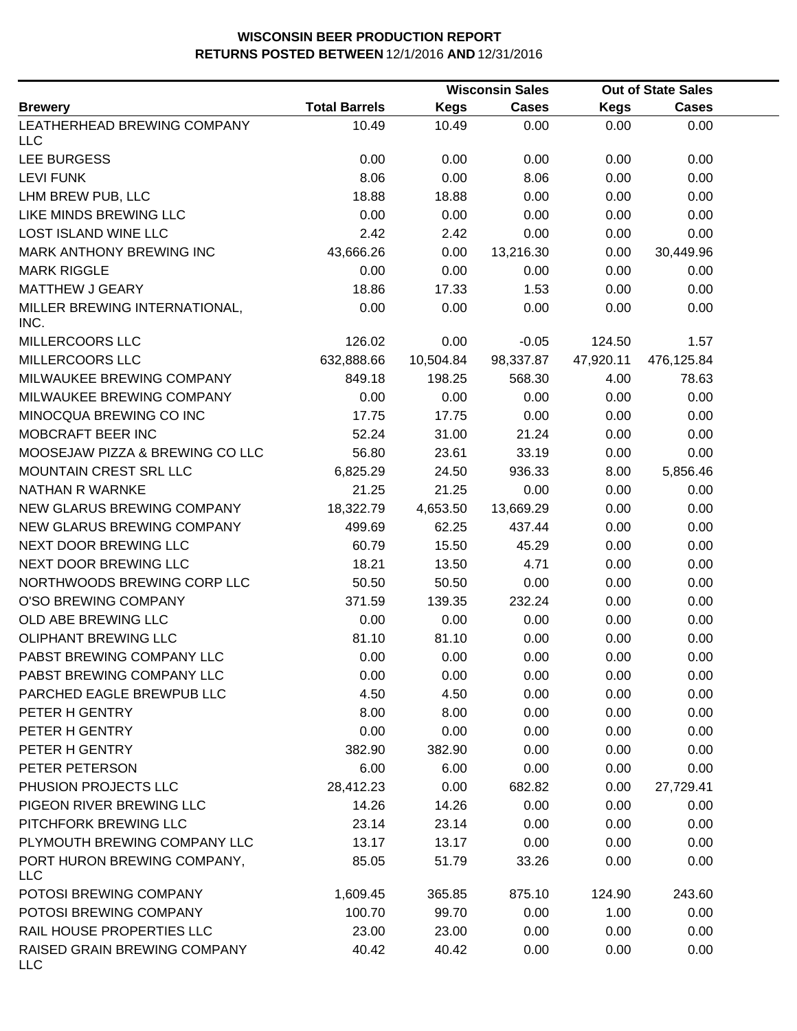**WISCONSIN BEER PRODUCTION REPORT**
**RETURNS POSTED BETWEEN 12/1/2016 AND 12/31/2016**

| | | Wisconsin Sales | | Out of State Sales | |
|---|---|---|---|---|---|
| **Brewery** | **Total Barrels** | **Kegs** | **Cases** | **Kegs** | **Cases** |
| LEATHERHEAD BREWING COMPANY LLC | 10.49 | 10.49 | 0.00 | 0.00 | 0.00 |
| LEE BURGESS | 0.00 | 0.00 | 0.00 | 0.00 | 0.00 |
| LEVI FUNK | 8.06 | 0.00 | 8.06 | 0.00 | 0.00 |
| LHM BREW PUB, LLC | 18.88 | 18.88 | 0.00 | 0.00 | 0.00 |
| LIKE MINDS BREWING LLC | 0.00 | 0.00 | 0.00 | 0.00 | 0.00 |
| LOST ISLAND WINE LLC | 2.42 | 2.42 | 0.00 | 0.00 | 0.00 |
| MARK ANTHONY BREWING INC | 43,666.26 | 0.00 | 13,216.30 | 0.00 | 30,449.96 |
| MARK RIGGLE | 0.00 | 0.00 | 0.00 | 0.00 | 0.00 |
| MATTHEW J GEARY | 18.86 | 17.33 | 1.53 | 0.00 | 0.00 |
| MILLER BREWING INTERNATIONAL, INC. | 0.00 | 0.00 | 0.00 | 0.00 | 0.00 |
| MILLERCOORS LLC | 126.02 | 0.00 | -0.05 | 124.50 | 1.57 |
| MILLERCOORS LLC | 632,888.66 | 10,504.84 | 98,337.87 | 47,920.11 | 476,125.84 |
| MILWAUKEE BREWING COMPANY | 849.18 | 198.25 | 568.30 | 4.00 | 78.63 |
| MILWAUKEE BREWING COMPANY | 0.00 | 0.00 | 0.00 | 0.00 | 0.00 |
| MINOCQUA BREWING CO INC | 17.75 | 17.75 | 0.00 | 0.00 | 0.00 |
| MOBCRAFT BEER INC | 52.24 | 31.00 | 21.24 | 0.00 | 0.00 |
| MOOSEJAW PIZZA & BREWING CO LLC | 56.80 | 23.61 | 33.19 | 0.00 | 0.00 |
| MOUNTAIN CREST SRL LLC | 6,825.29 | 24.50 | 936.33 | 8.00 | 5,856.46 |
| NATHAN R WARNKE | 21.25 | 21.25 | 0.00 | 0.00 | 0.00 |
| NEW GLARUS BREWING COMPANY | 18,322.79 | 4,653.50 | 13,669.29 | 0.00 | 0.00 |
| NEW GLARUS BREWING COMPANY | 499.69 | 62.25 | 437.44 | 0.00 | 0.00 |
| NEXT DOOR BREWING LLC | 60.79 | 15.50 | 45.29 | 0.00 | 0.00 |
| NEXT DOOR BREWING LLC | 18.21 | 13.50 | 4.71 | 0.00 | 0.00 |
| NORTHWOODS BREWING CORP LLC | 50.50 | 50.50 | 0.00 | 0.00 | 0.00 |
| O'SO BREWING COMPANY | 371.59 | 139.35 | 232.24 | 0.00 | 0.00 |
| OLD ABE BREWING LLC | 0.00 | 0.00 | 0.00 | 0.00 | 0.00 |
| OLIPHANT BREWING LLC | 81.10 | 81.10 | 0.00 | 0.00 | 0.00 |
| PABST BREWING COMPANY LLC | 0.00 | 0.00 | 0.00 | 0.00 | 0.00 |
| PABST BREWING COMPANY LLC | 0.00 | 0.00 | 0.00 | 0.00 | 0.00 |
| PARCHED EAGLE BREWPUB LLC | 4.50 | 4.50 | 0.00 | 0.00 | 0.00 |
| PETER H GENTRY | 8.00 | 8.00 | 0.00 | 0.00 | 0.00 |
| PETER H GENTRY | 0.00 | 0.00 | 0.00 | 0.00 | 0.00 |
| PETER H GENTRY | 382.90 | 382.90 | 0.00 | 0.00 | 0.00 |
| PETER PETERSON | 6.00 | 6.00 | 0.00 | 0.00 | 0.00 |
| PHUSION PROJECTS LLC | 28,412.23 | 0.00 | 682.82 | 0.00 | 27,729.41 |
| PIGEON RIVER BREWING LLC | 14.26 | 14.26 | 0.00 | 0.00 | 0.00 |
| PITCHFORK BREWING LLC | 23.14 | 23.14 | 0.00 | 0.00 | 0.00 |
| PLYMOUTH BREWING COMPANY LLC | 13.17 | 13.17 | 0.00 | 0.00 | 0.00 |
| PORT HURON BREWING COMPANY, LLC | 85.05 | 51.79 | 33.26 | 0.00 | 0.00 |
| POTOSI BREWING COMPANY | 1,609.45 | 365.85 | 875.10 | 124.90 | 243.60 |
| POTOSI BREWING COMPANY | 100.70 | 99.70 | 0.00 | 1.00 | 0.00 |
| RAIL HOUSE PROPERTIES LLC | 23.00 | 23.00 | 0.00 | 0.00 | 0.00 |
| RAISED GRAIN BREWING COMPANY LLC | 40.42 | 40.42 | 0.00 | 0.00 | 0.00 |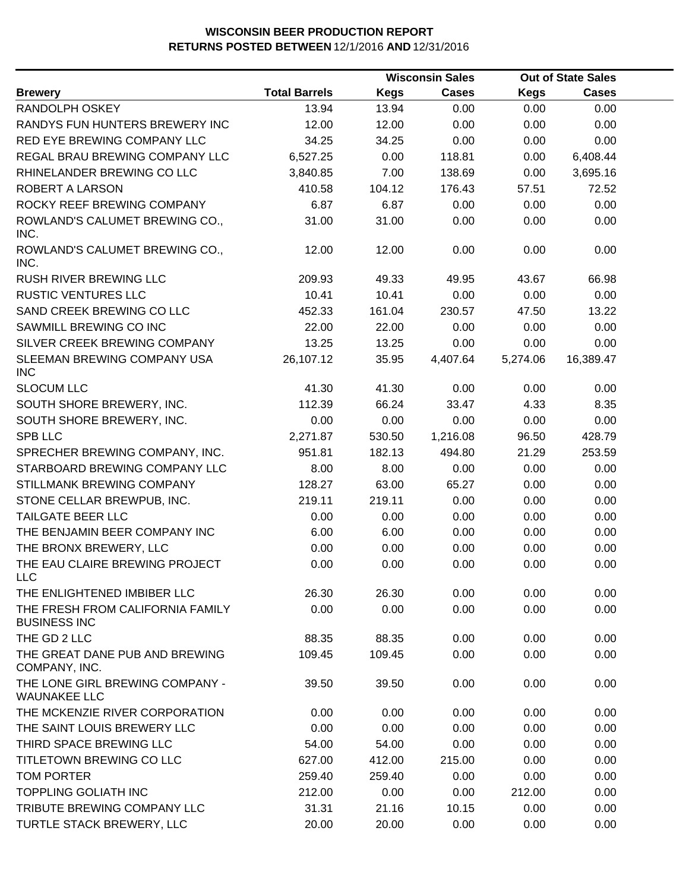**WISCONSIN BEER PRODUCTION REPORT**
**RETURNS POSTED BETWEEN** 12/1/2016 **AND** 12/31/2016

| | | Wisconsin Sales | | Out of State Sales | |
|---|---|---|---|---|---|
| **Brewery** | **Total Barrels** | **Kegs** | **Cases** | **Kegs** | **Cases** |
| RANDOLPH OSKEY | 13.94 | 13.94 | 0.00 | 0.00 | 0.00 |
| RANDYS FUN HUNTERS BREWERY INC | 12.00 | 12.00 | 0.00 | 0.00 | 0.00 |
| RED EYE BREWING COMPANY LLC | 34.25 | 34.25 | 0.00 | 0.00 | 0.00 |
| REGAL BRAU BREWING COMPANY LLC | 6,527.25 | 0.00 | 118.81 | 0.00 | 6,408.44 |
| RHINELANDER BREWING CO LLC | 3,840.85 | 7.00 | 138.69 | 0.00 | 3,695.16 |
| ROBERT A LARSON | 410.58 | 104.12 | 176.43 | 57.51 | 72.52 |
| ROCKY REEF BREWING COMPANY | 6.87 | 6.87 | 0.00 | 0.00 | 0.00 |
| ROWLAND'S CALUMET BREWING CO., INC. | 31.00 | 31.00 | 0.00 | 0.00 | 0.00 |
| ROWLAND'S CALUMET BREWING CO., INC. | 12.00 | 12.00 | 0.00 | 0.00 | 0.00 |
| RUSH RIVER BREWING LLC | 209.93 | 49.33 | 49.95 | 43.67 | 66.98 |
| RUSTIC VENTURES LLC | 10.41 | 10.41 | 0.00 | 0.00 | 0.00 |
| SAND CREEK BREWING CO LLC | 452.33 | 161.04 | 230.57 | 47.50 | 13.22 |
| SAWMILL BREWING CO INC | 22.00 | 22.00 | 0.00 | 0.00 | 0.00 |
| SILVER CREEK BREWING COMPANY | 13.25 | 13.25 | 0.00 | 0.00 | 0.00 |
| SLEEMAN BREWING COMPANY USA INC | 26,107.12 | 35.95 | 4,407.64 | 5,274.06 | 16,389.47 |
| SLOCUM LLC | 41.30 | 41.30 | 0.00 | 0.00 | 0.00 |
| SOUTH SHORE BREWERY, INC. | 112.39 | 66.24 | 33.47 | 4.33 | 8.35 |
| SOUTH SHORE BREWERY, INC. | 0.00 | 0.00 | 0.00 | 0.00 | 0.00 |
| SPB LLC | 2,271.87 | 530.50 | 1,216.08 | 96.50 | 428.79 |
| SPRECHER BREWING COMPANY, INC. | 951.81 | 182.13 | 494.80 | 21.29 | 253.59 |
| STARBOARD BREWING COMPANY LLC | 8.00 | 8.00 | 0.00 | 0.00 | 0.00 |
| STILLMANK BREWING COMPANY | 128.27 | 63.00 | 65.27 | 0.00 | 0.00 |
| STONE CELLAR BREWPUB, INC. | 219.11 | 219.11 | 0.00 | 0.00 | 0.00 |
| TAILGATE BEER LLC | 0.00 | 0.00 | 0.00 | 0.00 | 0.00 |
| THE BENJAMIN BEER COMPANY INC | 6.00 | 6.00 | 0.00 | 0.00 | 0.00 |
| THE BRONX BREWERY, LLC | 0.00 | 0.00 | 0.00 | 0.00 | 0.00 |
| THE EAU CLAIRE BREWING PROJECT LLC | 0.00 | 0.00 | 0.00 | 0.00 | 0.00 |
| THE ENLIGHTENED IMBIBER LLC | 26.30 | 26.30 | 0.00 | 0.00 | 0.00 |
| THE FRESH FROM CALIFORNIA FAMILY BUSINESS INC | 0.00 | 0.00 | 0.00 | 0.00 | 0.00 |
| THE GD 2 LLC | 88.35 | 88.35 | 0.00 | 0.00 | 0.00 |
| THE GREAT DANE PUB AND BREWING COMPANY, INC. | 109.45 | 109.45 | 0.00 | 0.00 | 0.00 |
| THE LONE GIRL BREWING COMPANY - WAUNAKEE LLC | 39.50 | 39.50 | 0.00 | 0.00 | 0.00 |
| THE MCKENZIE RIVER CORPORATION | 0.00 | 0.00 | 0.00 | 0.00 | 0.00 |
| THE SAINT LOUIS BREWERY LLC | 0.00 | 0.00 | 0.00 | 0.00 | 0.00 |
| THIRD SPACE BREWING LLC | 54.00 | 54.00 | 0.00 | 0.00 | 0.00 |
| TITLETOWN BREWING CO LLC | 627.00 | 412.00 | 215.00 | 0.00 | 0.00 |
| TOM PORTER | 259.40 | 259.40 | 0.00 | 0.00 | 0.00 |
| TOPPLING GOLIATH INC | 212.00 | 0.00 | 0.00 | 212.00 | 0.00 |
| TRIBUTE BREWING COMPANY LLC | 31.31 | 21.16 | 10.15 | 0.00 | 0.00 |
| TURTLE STACK BREWERY, LLC | 20.00 | 20.00 | 0.00 | 0.00 | 0.00 |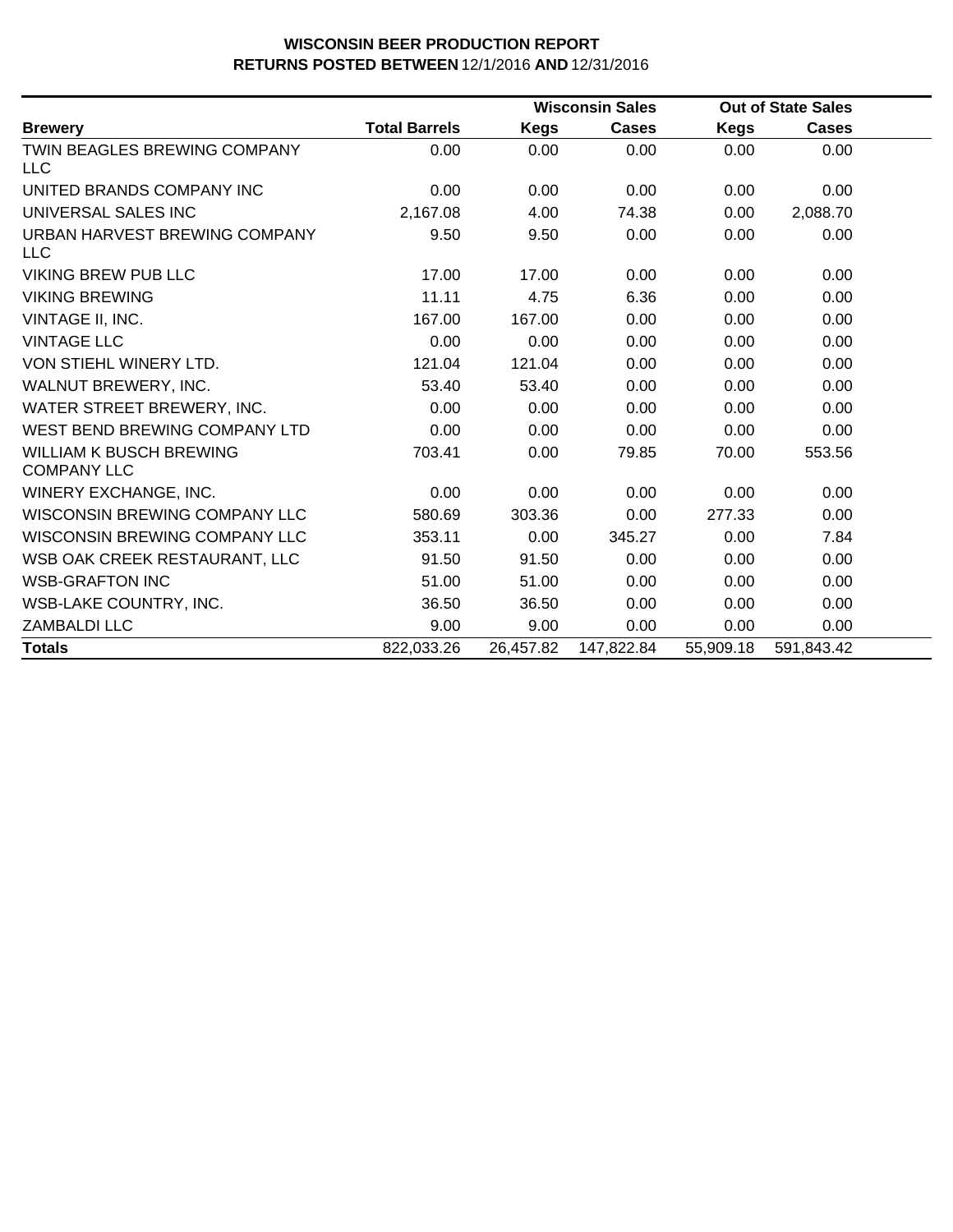**WISCONSIN BEER PRODUCTION REPORT**
**RETURNS POSTED BETWEEN** 12/1/2016 **AND** 12/31/2016

| | | Wisconsin Sales | | Out of State Sales | |
|---|---|---|---|---|---|
| **Brewery** | **Total Barrels** | **Kegs** | **Cases** | **Kegs** | **Cases** |
| TWIN BEAGLES BREWING COMPANY LLC | 0.00 | 0.00 | 0.00 | 0.00 | 0.00 |
| UNITED BRANDS COMPANY INC | 0.00 | 0.00 | 0.00 | 0.00 | 0.00 |
| UNIVERSAL SALES INC | 2,167.08 | 4.00 | 74.38 | 0.00 | 2,088.70 |
| URBAN HARVEST BREWING COMPANY LLC | 9.50 | 9.50 | 0.00 | 0.00 | 0.00 |
| VIKING BREW PUB LLC | 17.00 | 17.00 | 0.00 | 0.00 | 0.00 |
| VIKING BREWING | 11.11 | 4.75 | 6.36 | 0.00 | 0.00 |
| VINTAGE II, INC. | 167.00 | 167.00 | 0.00 | 0.00 | 0.00 |
| VINTAGE LLC | 0.00 | 0.00 | 0.00 | 0.00 | 0.00 |
| VON STIEHL WINERY LTD. | 121.04 | 121.04 | 0.00 | 0.00 | 0.00 |
| WALNUT BREWERY, INC. | 53.40 | 53.40 | 0.00 | 0.00 | 0.00 |
| WATER STREET BREWERY, INC. | 0.00 | 0.00 | 0.00 | 0.00 | 0.00 |
| WEST BEND BREWING COMPANY LTD | 0.00 | 0.00 | 0.00 | 0.00 | 0.00 |
| WILLIAM K BUSCH BREWING COMPANY LLC | 703.41 | 0.00 | 79.85 | 70.00 | 553.56 |
| WINERY EXCHANGE, INC. | 0.00 | 0.00 | 0.00 | 0.00 | 0.00 |
| WISCONSIN BREWING COMPANY LLC | 580.69 | 303.36 | 0.00 | 277.33 | 0.00 |
| WISCONSIN BREWING COMPANY LLC | 353.11 | 0.00 | 345.27 | 0.00 | 7.84 |
| WSB OAK CREEK RESTAURANT, LLC | 91.50 | 91.50 | 0.00 | 0.00 | 0.00 |
| WSB-GRAFTON INC | 51.00 | 51.00 | 0.00 | 0.00 | 0.00 |
| WSB-LAKE COUNTRY, INC. | 36.50 | 36.50 | 0.00 | 0.00 | 0.00 |
| ZAMBALDI LLC | 9.00 | 9.00 | 0.00 | 0.00 | 0.00 |
| **Totals** | 822,033.26 | 26,457.82 | 147,822.84 | 55,909.18 | 591,843.42 |